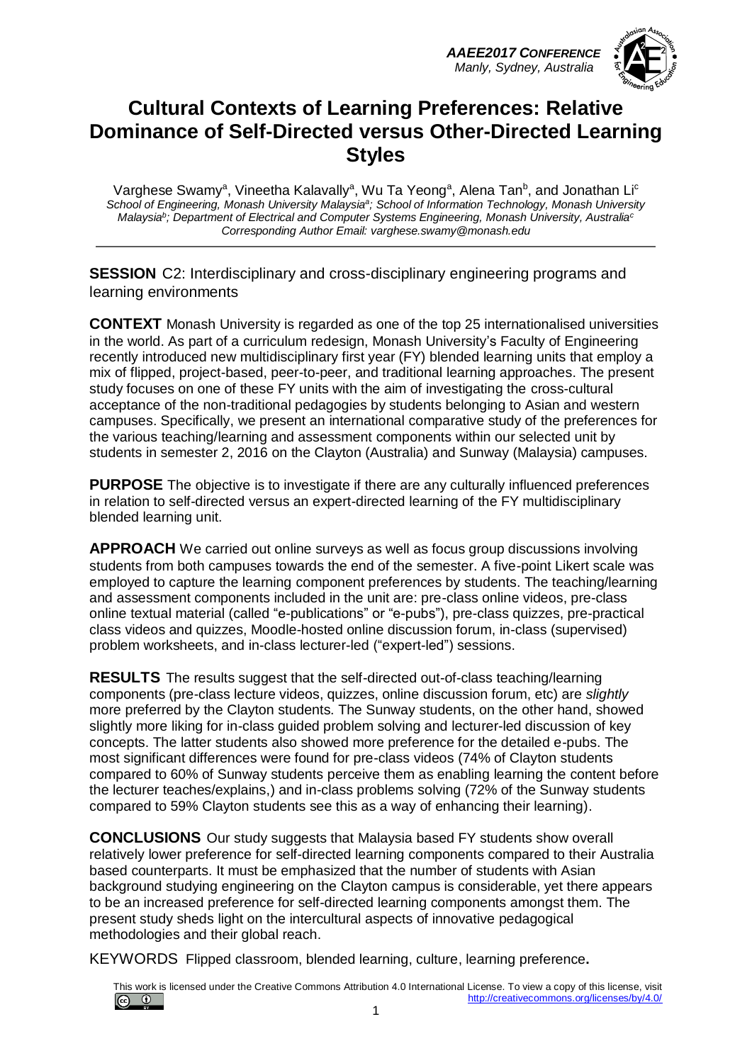# Cultural Contexts of Learning Preferences: Relative Dominance of Self-Directed versus Other-Directed Learning Styles

Varghese Swamy[a], Vineetha Kalavally[a], Wu Ta Yeong[a], Alena Tan[b], and Jonathan Li[c]
*School of Engineering, Monash University Malaysia[a]; School of Information Technology, Monash University Malaysia[b]; Department of Electrical and Computer Systems Engineering, Monash University, Australia[c]*
*Corresponding Author Email: varghese.swamy@monash.edu*

**SESSION** C2: Interdisciplinary and cross-disciplinary engineering programs and learning environments

**CONTEXT** Monash University is regarded as one of the top 25 internationalised universities in the world. As part of a curriculum redesign, Monash University's Faculty of Engineering recently introduced new multidisciplinary first year (FY) blended learning units that employ a mix of flipped, project-based, peer-to-peer, and traditional learning approaches. The present study focuses on one of these FY units with the aim of investigating the cross-cultural acceptance of the non-traditional pedagogies by students belonging to Asian and western campuses. Specifically, we present an international comparative study of the preferences for the various teaching/learning and assessment components within our selected unit by students in semester 2, 2016 on the Clayton (Australia) and Sunway (Malaysia) campuses.

**PURPOSE** The objective is to investigate if there are any culturally influenced preferences in relation to self-directed versus an expert-directed learning of the FY multidisciplinary blended learning unit.

**APPROACH** We carried out online surveys as well as focus group discussions involving students from both campuses towards the end of the semester. A five-point Likert scale was employed to capture the learning component preferences by students. The teaching/learning and assessment components included in the unit are: pre-class online videos, pre-class online textual material (called "e-publications" or "e-pubs"), pre-class quizzes, pre-practical class videos and quizzes, Moodle-hosted online discussion forum, in-class (supervised) problem worksheets, and in-class lecturer-led ("expert-led") sessions.

**RESULTS** The results suggest that the self-directed out-of-class teaching/learning components (pre-class lecture videos, quizzes, online discussion forum, etc) are *slightly* more preferred by the Clayton students. The Sunway students, on the other hand, showed slightly more liking for in-class guided problem solving and lecturer-led discussion of key concepts. The latter students also showed more preference for the detailed e-pubs. The most significant differences were found for pre-class videos (74% of Clayton students compared to 60% of Sunway students perceive them as enabling learning the content before the lecturer teaches/explains,) and in-class problems solving (72% of the Sunway students compared to 59% Clayton students see this as a way of enhancing their learning).

**CONCLUSIONS** Our study suggests that Malaysia based FY students show overall relatively lower preference for self-directed learning components compared to their Australia based counterparts. It must be emphasized that the number of students with Asian background studying engineering on the Clayton campus is considerable, yet there appears to be an increased preference for self-directed learning components amongst them. The present study sheds light on the intercultural aspects of innovative pedagogical methodologies and their global reach.

KEYWORDS Flipped classroom, blended learning, culture, learning preference**.**

This work is licensed under the Creative Commons Attribution 4.0 International License. To view a copy of this license, visit http://creativecommons.org/licenses/by/4.0/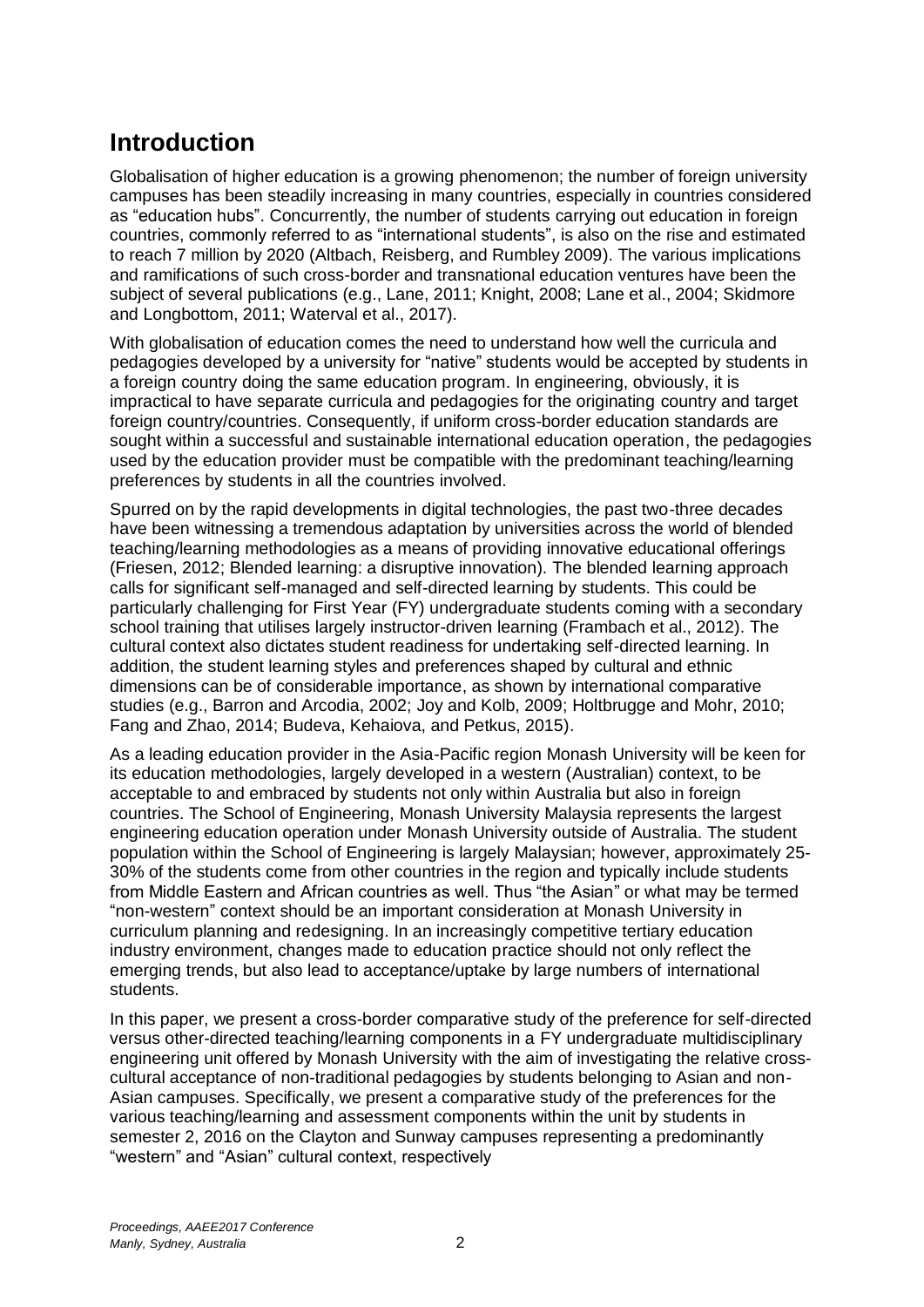## Introduction

Globalisation of higher education is a growing phenomenon; the number of foreign university campuses has been steadily increasing in many countries, especially in countries considered as "education hubs". Concurrently, the number of students carrying out education in foreign countries, commonly referred to as "international students", is also on the rise and estimated to reach 7 million by 2020 (Altbach, Reisberg, and Rumbley 2009). The various implications and ramifications of such cross-border and transnational education ventures have been the subject of several publications (e.g., Lane, 2011; Knight, 2008; Lane et al., 2004; Skidmore and Longbottom, 2011; Waterval et al., 2017).

With globalisation of education comes the need to understand how well the curricula and pedagogies developed by a university for "native" students would be accepted by students in a foreign country doing the same education program. In engineering, obviously, it is impractical to have separate curricula and pedagogies for the originating country and target foreign country/countries. Consequently, if uniform cross-border education standards are sought within a successful and sustainable international education operation, the pedagogies used by the education provider must be compatible with the predominant teaching/learning preferences by students in all the countries involved.

Spurred on by the rapid developments in digital technologies, the past two-three decades have been witnessing a tremendous adaptation by universities across the world of blended teaching/learning methodologies as a means of providing innovative educational offerings (Friesen, 2012; Blended learning: a disruptive innovation). The blended learning approach calls for significant self-managed and self-directed learning by students. This could be particularly challenging for First Year (FY) undergraduate students coming with a secondary school training that utilises largely instructor-driven learning (Frambach et al., 2012). The cultural context also dictates student readiness for undertaking self-directed learning. In addition, the student learning styles and preferences shaped by cultural and ethnic dimensions can be of considerable importance, as shown by international comparative studies (e.g., Barron and Arcodia, 2002; Joy and Kolb, 2009; Holtbrugge and Mohr, 2010; Fang and Zhao, 2014; Budeva, Kehaiova, and Petkus, 2015).

As a leading education provider in the Asia-Pacific region Monash University will be keen for its education methodologies, largely developed in a western (Australian) context, to be acceptable to and embraced by students not only within Australia but also in foreign countries. The School of Engineering, Monash University Malaysia represents the largest engineering education operation under Monash University outside of Australia. The student population within the School of Engineering is largely Malaysian; however, approximately 25-30% of the students come from other countries in the region and typically include students from Middle Eastern and African countries as well. Thus "the Asian" or what may be termed "non-western" context should be an important consideration at Monash University in curriculum planning and redesigning. In an increasingly competitive tertiary education industry environment, changes made to education practice should not only reflect the emerging trends, but also lead to acceptance/uptake by large numbers of international students.

In this paper, we present a cross-border comparative study of the preference for self-directed versus other-directed teaching/learning components in a FY undergraduate multidisciplinary engineering unit offered by Monash University with the aim of investigating the relative cross-cultural acceptance of non-traditional pedagogies by students belonging to Asian and non-Asian campuses. Specifically, we present a comparative study of the preferences for the various teaching/learning and assessment components within the unit by students in semester 2, 2016 on the Clayton and Sunway campuses representing a predominantly "western" and "Asian" cultural context, respectively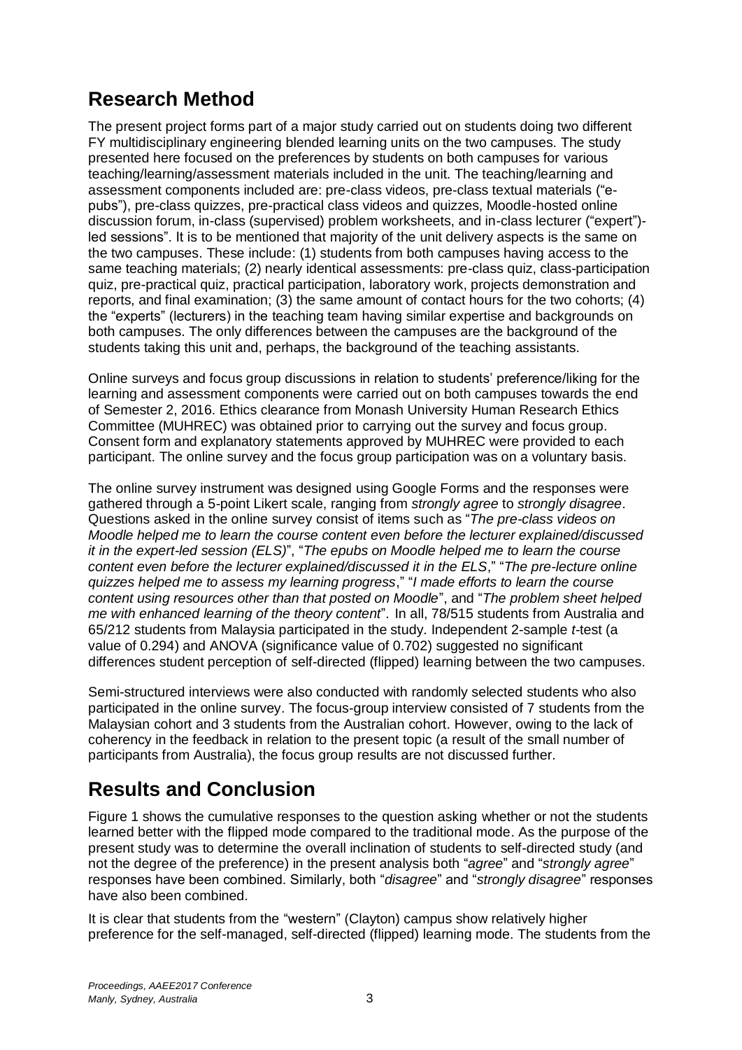## Research Method

The present project forms part of a major study carried out on students doing two different FY multidisciplinary engineering blended learning units on the two campuses. The study presented here focused on the preferences by students on both campuses for various teaching/learning/assessment materials included in the unit. The teaching/learning and assessment components included are: pre-class videos, pre-class textual materials ("e-pubs"), pre-class quizzes, pre-practical class videos and quizzes, Moodle-hosted online discussion forum, in-class (supervised) problem worksheets, and in-class lecturer ("expert")-led sessions". It is to be mentioned that majority of the unit delivery aspects is the same on the two campuses. These include: (1) students from both campuses having access to the same teaching materials; (2) nearly identical assessments: pre-class quiz, class-participation quiz, pre-practical quiz, practical participation, laboratory work, projects demonstration and reports, and final examination; (3) the same amount of contact hours for the two cohorts; (4) the "experts" (lecturers) in the teaching team having similar expertise and backgrounds on both campuses. The only differences between the campuses are the background of the students taking this unit and, perhaps, the background of the teaching assistants.

Online surveys and focus group discussions in relation to students' preference/liking for the learning and assessment components were carried out on both campuses towards the end of Semester 2, 2016. Ethics clearance from Monash University Human Research Ethics Committee (MUHREC) was obtained prior to carrying out the survey and focus group. Consent form and explanatory statements approved by MUHREC were provided to each participant. The online survey and the focus group participation was on a voluntary basis.

The online survey instrument was designed using Google Forms and the responses were gathered through a 5-point Likert scale, ranging from *strongly agree* to *strongly disagree*. Questions asked in the online survey consist of items such as "*The pre-class videos on Moodle helped me to learn the course content even before the lecturer explained/discussed it in the expert-led session (ELS)*", "*The epubs on Moodle helped me to learn the course content even before the lecturer explained/discussed it in the ELS*," "*The pre-lecture online quizzes helped me to assess my learning progress*," "*I made efforts to learn the course content using resources other than that posted on Moodle*", and "*The problem sheet helped me with enhanced learning of the theory content*". In all, 78/515 students from Australia and 65/212 students from Malaysia participated in the study. Independent 2-sample *t*-test (a value of 0.294) and ANOVA (significance value of 0.702) suggested no significant differences student perception of self-directed (flipped) learning between the two campuses.

Semi-structured interviews were also conducted with randomly selected students who also participated in the online survey. The focus-group interview consisted of 7 students from the Malaysian cohort and 3 students from the Australian cohort. However, owing to the lack of coherency in the feedback in relation to the present topic (a result of the small number of participants from Australia), the focus group results are not discussed further.

## Results and Conclusion

Figure 1 shows the cumulative responses to the question asking whether or not the students learned better with the flipped mode compared to the traditional mode. As the purpose of the present study was to determine the overall inclination of students to self-directed study (and not the degree of the preference) in the present analysis both "*agree*" and "*strongly agree*" responses have been combined. Similarly, both "*disagree*" and "*strongly disagree*" responses have also been combined.

It is clear that students from the "western" (Clayton) campus show relatively higher preference for the self-managed, self-directed (flipped) learning mode. The students from the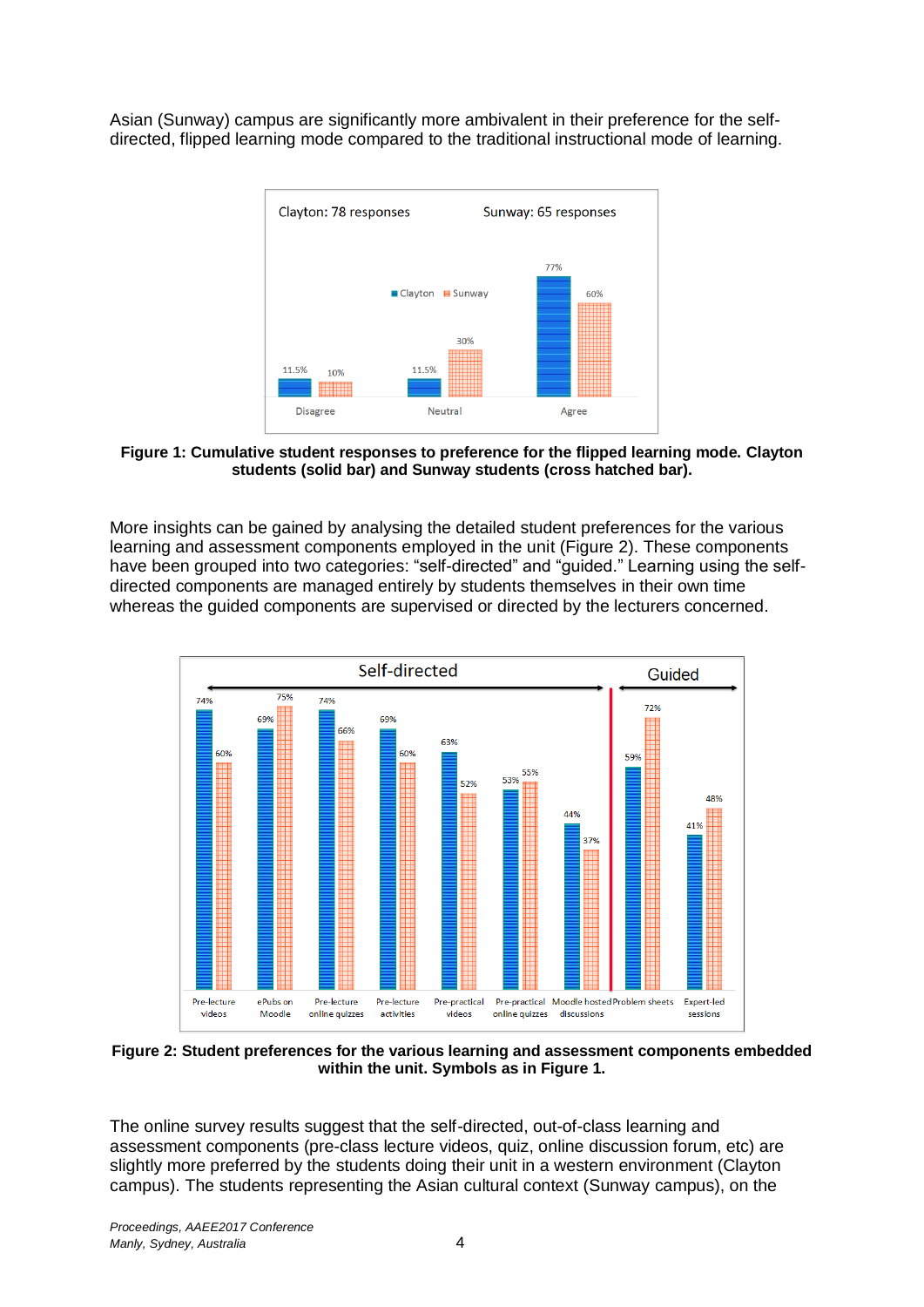Asian (Sunway) campus are significantly more ambivalent in their preference for the self-directed, flipped learning mode compared to the traditional instructional mode of learning.

**Figure 1: Cumulative student responses to preference for the flipped learning mode. Clayton students (solid bar) and Sunway students (cross hatched bar).**

More insights can be gained by analysing the detailed student preferences for the various learning and assessment components employed in the unit (Figure 2). These components have been grouped into two categories: "self-directed" and "guided." Learning using the self-directed components are managed entirely by students themselves in their own time whereas the guided components are supervised or directed by the lecturers concerned.

**Figure 2: Student preferences for the various learning and assessment components embedded within the unit. Symbols as in Figure 1.**

The online survey results suggest that the self-directed, out-of-class learning and assessment components (pre-class lecture videos, quiz, online discussion forum, etc) are slightly more preferred by the students doing their unit in a western environment (Clayton campus). The students representing the Asian cultural context (Sunway campus), on the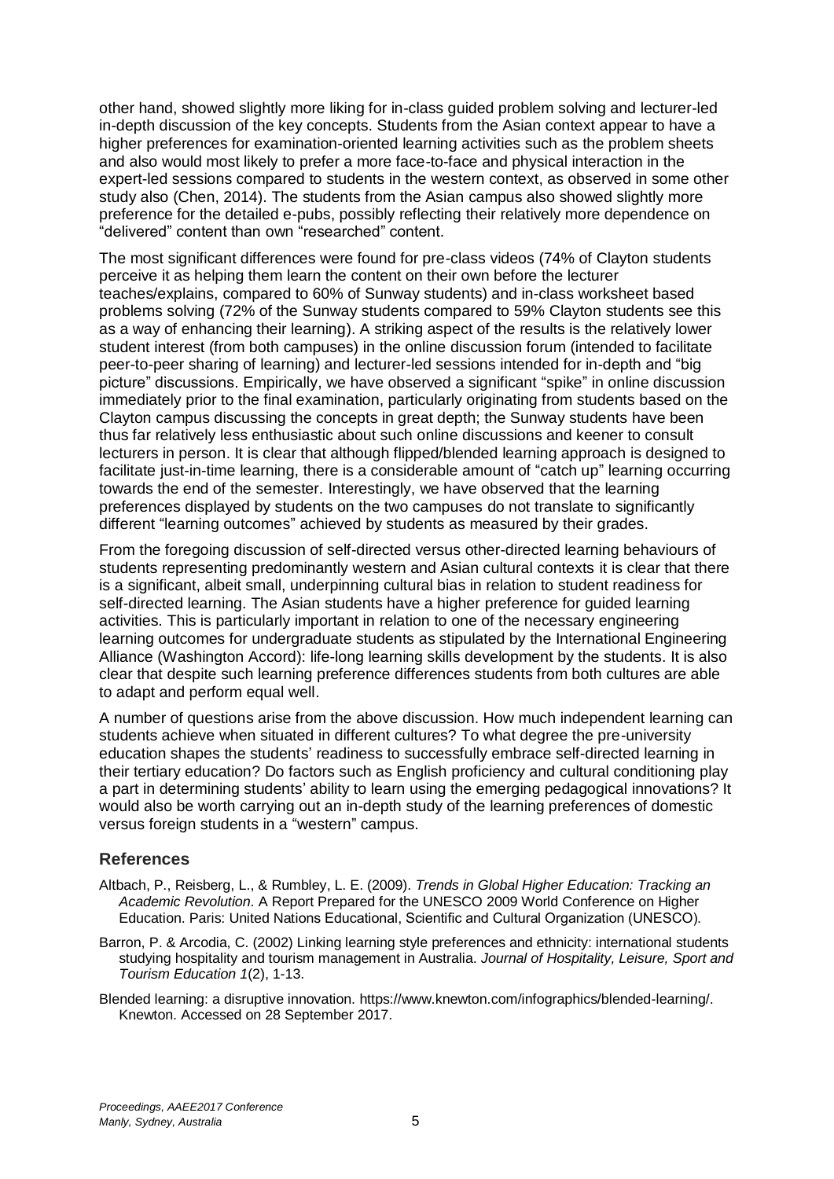other hand, showed slightly more liking for in-class guided problem solving and lecturer-led in-depth discussion of the key concepts. Students from the Asian context appear to have a higher preferences for examination-oriented learning activities such as the problem sheets and also would most likely to prefer a more face-to-face and physical interaction in the expert-led sessions compared to students in the western context, as observed in some other study also (Chen, 2014). The students from the Asian campus also showed slightly more preference for the detailed e-pubs, possibly reflecting their relatively more dependence on "delivered" content than own "researched" content.

The most significant differences were found for pre-class videos (74% of Clayton students perceive it as helping them learn the content on their own before the lecturer teaches/explains, compared to 60% of Sunway students) and in-class worksheet based problems solving (72% of the Sunway students compared to 59% Clayton students see this as a way of enhancing their learning). A striking aspect of the results is the relatively lower student interest (from both campuses) in the online discussion forum (intended to facilitate peer-to-peer sharing of learning) and lecturer-led sessions intended for in-depth and "big picture" discussions. Empirically, we have observed a significant "spike" in online discussion immediately prior to the final examination, particularly originating from students based on the Clayton campus discussing the concepts in great depth; the Sunway students have been thus far relatively less enthusiastic about such online discussions and keener to consult lecturers in person. It is clear that although flipped/blended learning approach is designed to facilitate just-in-time learning, there is a considerable amount of "catch up" learning occurring towards the end of the semester. Interestingly, we have observed that the learning preferences displayed by students on the two campuses do not translate to significantly different "learning outcomes" achieved by students as measured by their grades.

From the foregoing discussion of self-directed versus other-directed learning behaviours of students representing predominantly western and Asian cultural contexts it is clear that there is a significant, albeit small, underpinning cultural bias in relation to student readiness for self-directed learning. The Asian students have a higher preference for guided learning activities. This is particularly important in relation to one of the necessary engineering learning outcomes for undergraduate students as stipulated by the International Engineering Alliance (Washington Accord): life-long learning skills development by the students. It is also clear that despite such learning preference differences students from both cultures are able to adapt and perform equal well.

A number of questions arise from the above discussion. How much independent learning can students achieve when situated in different cultures? To what degree the pre-university education shapes the students' readiness to successfully embrace self-directed learning in their tertiary education? Do factors such as English proficiency and cultural conditioning play a part in determining students' ability to learn using the emerging pedagogical innovations? It would also be worth carrying out an in-depth study of the learning preferences of domestic versus foreign students in a "western" campus.

## References

Altbach, P., Reisberg, L., & Rumbley, L. E. (2009). *Trends in Global Higher Education: Tracking an Academic Revolution*. A Report Prepared for the UNESCO 2009 World Conference on Higher Education. Paris: United Nations Educational, Scientific and Cultural Organization (UNESCO).

Barron, P. & Arcodia, C. (2002) Linking learning style preferences and ethnicity: international students studying hospitality and tourism management in Australia. *Journal of Hospitality, Leisure, Sport and Tourism Education 1*(2), 1-13.

Blended learning: a disruptive innovation. https://www.knewton.com/infographics/blended-learning/. Knewton. Accessed on 28 September 2017.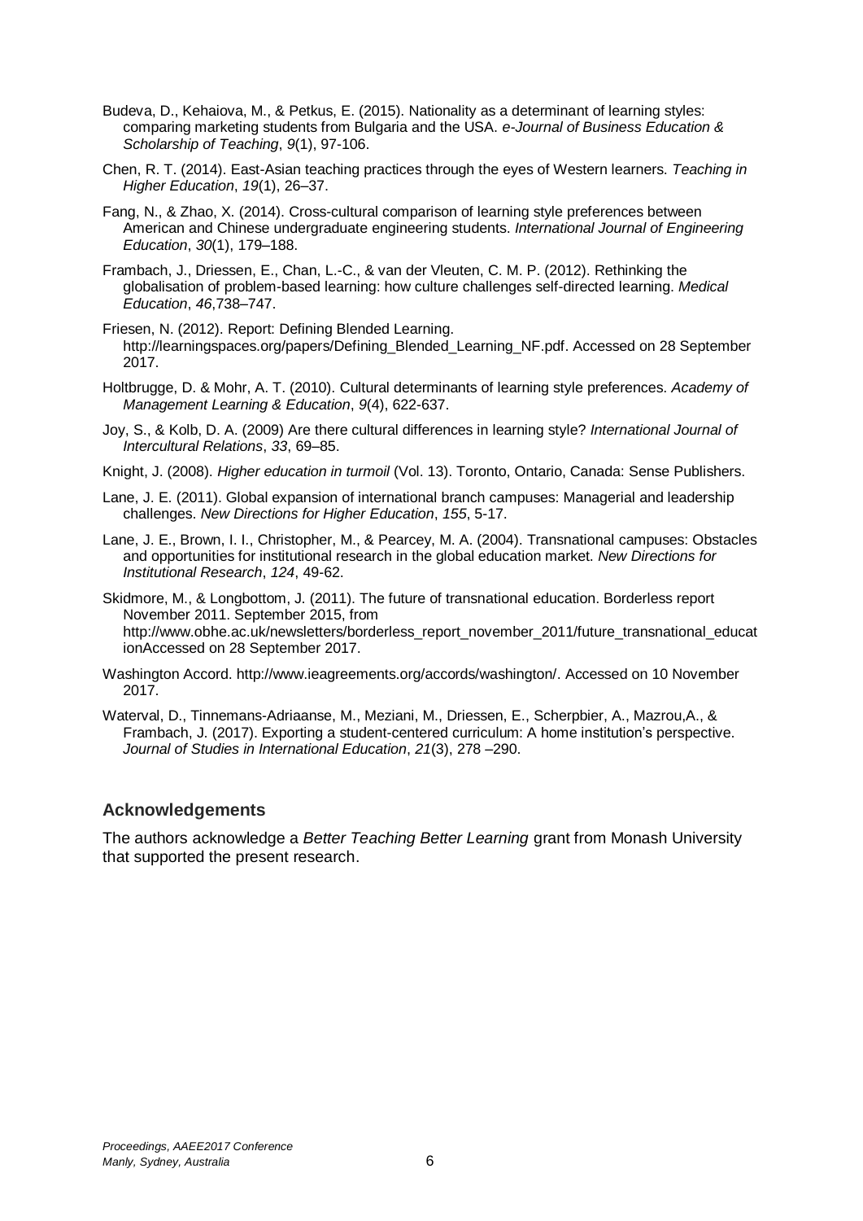Budeva, D., Kehaiova, M., & Petkus, E. (2015). Nationality as a determinant of learning styles: comparing marketing students from Bulgaria and the USA. *e-Journal of Business Education & Scholarship of Teaching*, *9*(1), 97-106.

Chen, R. T. (2014). East-Asian teaching practices through the eyes of Western learners. *Teaching in Higher Education*, *19*(1), 26–37.

Fang, N., & Zhao, X. (2014). Cross-cultural comparison of learning style preferences between American and Chinese undergraduate engineering students. *International Journal of Engineering Education*, *30*(1), 179–188.

Frambach, J., Driessen, E., Chan, L.-C., & van der Vleuten, C. M. P. (2012). Rethinking the globalisation of problem-based learning: how culture challenges self-directed learning. *Medical Education*, *46*,738–747.

Friesen, N. (2012). Report: Defining Blended Learning. http://learningspaces.org/papers/Defining_Blended_Learning_NF.pdf. Accessed on 28 September 2017.

Holtbrugge, D. & Mohr, A. T. (2010). Cultural determinants of learning style preferences. *Academy of Management Learning & Education*, *9*(4), 622-637.

Joy, S., & Kolb, D. A. (2009) Are there cultural differences in learning style? *International Journal of Intercultural Relations*, *33*, 69–85.

Knight, J. (2008). *Higher education in turmoil* (Vol. 13). Toronto, Ontario, Canada: Sense Publishers.

Lane, J. E. (2011). Global expansion of international branch campuses: Managerial and leadership challenges. *New Directions for Higher Education*, *155*, 5-17.

Lane, J. E., Brown, I. I., Christopher, M., & Pearcey, M. A. (2004). Transnational campuses: Obstacles and opportunities for institutional research in the global education market. *New Directions for Institutional Research*, *124*, 49-62.

Skidmore, M., & Longbottom, J. (2011). The future of transnational education. Borderless report November 2011. September 2015, from http://www.obhe.ac.uk/newsletters/borderless_report_november_2011/future_transnational_educationAccessed on 28 September 2017.

Washington Accord. http://www.ieagreements.org/accords/washington/. Accessed on 10 November 2017.

Waterval, D., Tinnemans-Adriaanse, M., Meziani, M., Driessen, E., Scherpbier, A., Mazrou,A., & Frambach, J. (2017). Exporting a student-centered curriculum: A home institution's perspective. *Journal of Studies in International Education*, *21*(3), 278 –290.

## Acknowledgements

The authors acknowledge a *Better Teaching Better Learning* grant from Monash University that supported the present research.